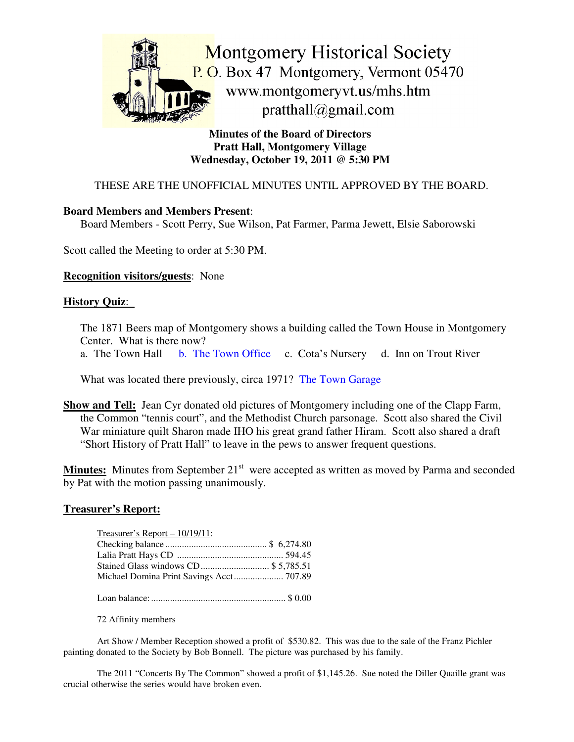# Montgomery Historical Society

P. O. Box 47 Montgomery, Vermont 05470
www.montgomeryvt.us/mhs.htm
pratthall@gmail.com

**Minutes of the Board of Directors**
**Pratt Hall, Montgomery Village**
**Wednesday, October 19, 2011 @ 5:30 PM**

THESE ARE THE UNOFFICIAL MINUTES UNTIL APPROVED BY THE BOARD.

**Board Members and Members Present**:
Board Members - Scott Perry, Sue Wilson, Pat Farmer, Parma Jewett, Elsie Saborowski

Scott called the Meeting to order at 5:30 PM.

**Recognition visitors/guests**: None

**History Quiz**:

The 1871 Beers map of Montgomery shows a building called the Town House in Montgomery Center. What is there now?
a. The Town Hall b. The Town Office c. Cota's Nursery d. Inn on Trout River

What was located there previously, circa 1971? The Town Garage

**Show and Tell:** Jean Cyr donated old pictures of Montgomery including one of the Clapp Farm, the Common "tennis court", and the Methodist Church parsonage. Scott also shared the Civil War miniature quilt Sharon made IHO his great grand father Hiram. Scott also shared a draft "Short History of Pratt Hall" to leave in the pews to answer frequent questions.

**Minutes:** Minutes from September 21st were accepted as written as moved by Parma and seconded by Pat with the motion passing unanimously.

**Treasurer's Report:**

Treasurer's Report – 10/19/11:

| | |
|---|---|
| Checking balance | $ 6,274.80 |
| Lalia Pratt Hays CD | 594.45 |
| Stained Glass windows CD | $ 5,785.51 |
| Michael Domina Print Savings Acct | 707.89 |
| Loan balance: | $ 0.00 |

72 Affinity members

Art Show / Member Reception showed a profit of $530.82. This was due to the sale of the Franz Pichler painting donated to the Society by Bob Bonnell. The picture was purchased by his family.

The 2011 "Concerts By The Common" showed a profit of $1,145.26. Sue noted the Diller Quaille grant was crucial otherwise the series would have broken even.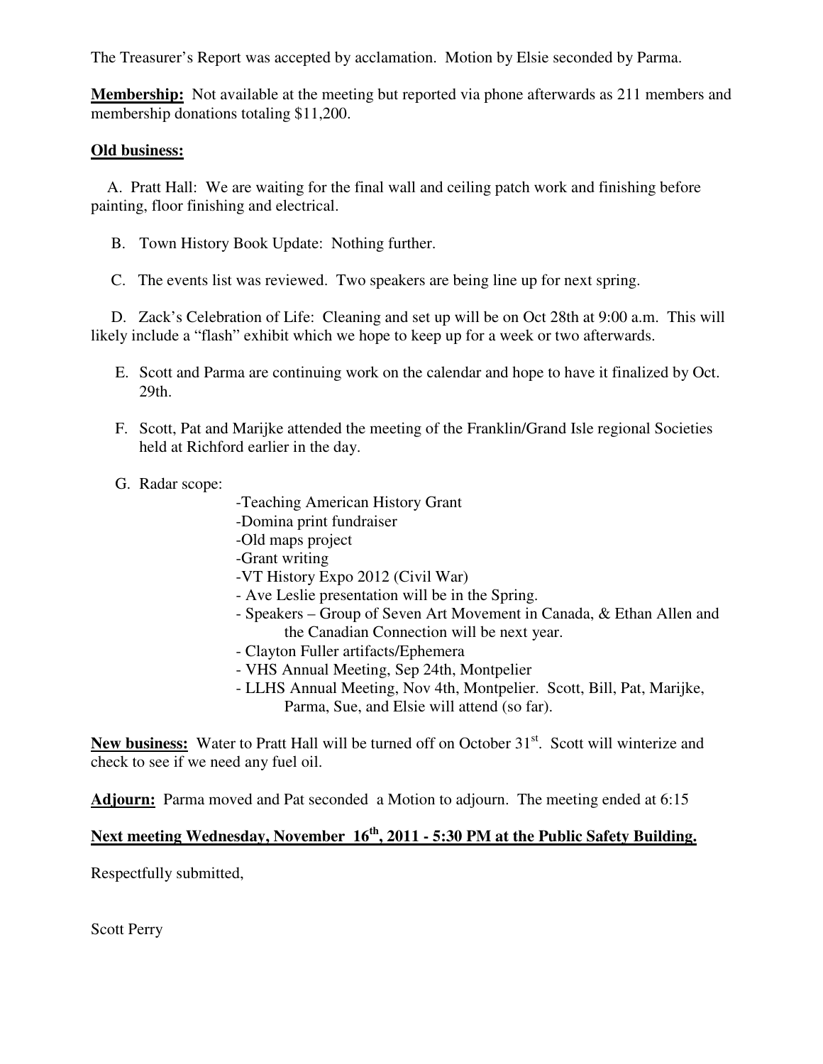The Treasurer's Report was accepted by acclamation. Motion by Elsie seconded by Parma.

**Membership:** Not available at the meeting but reported via phone afterwards as 211 members and membership donations totaling $11,200.

**Old business:**

A. Pratt Hall: We are waiting for the final wall and ceiling patch work and finishing before painting, floor finishing and electrical.

B. Town History Book Update: Nothing further.

C. The events list was reviewed. Two speakers are being line up for next spring.

D. Zack's Celebration of Life: Cleaning and set up will be on Oct 28th at 9:00 a.m. This will likely include a "flash" exhibit which we hope to keep up for a week or two afterwards.

E. Scott and Parma are continuing work on the calendar and hope to have it finalized by Oct. 29th.

F. Scott, Pat and Marijke attended the meeting of the Franklin/Grand Isle regional Societies held at Richford earlier in the day.

G. Radar scope:

- Teaching American History Grant
- Domina print fundraiser
- Old maps project
- Grant writing
- VT History Expo 2012 (Civil War)
- Ave Leslie presentation will be in the Spring.
- Speakers – Group of Seven Art Movement in Canada, & Ethan Allen and the Canadian Connection will be next year.
- Clayton Fuller artifacts/Ephemera
- VHS Annual Meeting, Sep 24th, Montpelier
- LLHS Annual Meeting, Nov 4th, Montpelier. Scott, Bill, Pat, Marijke, Parma, Sue, and Elsie will attend (so far).

**New business:** Water to Pratt Hall will be turned off on October 31st. Scott will winterize and check to see if we need any fuel oil.

**Adjourn:** Parma moved and Pat seconded a Motion to adjourn. The meeting ended at 6:15

**Next meeting Wednesday, November 16th, 2011 - 5:30 PM at the Public Safety Building.**

Respectfully submitted,

Scott Perry